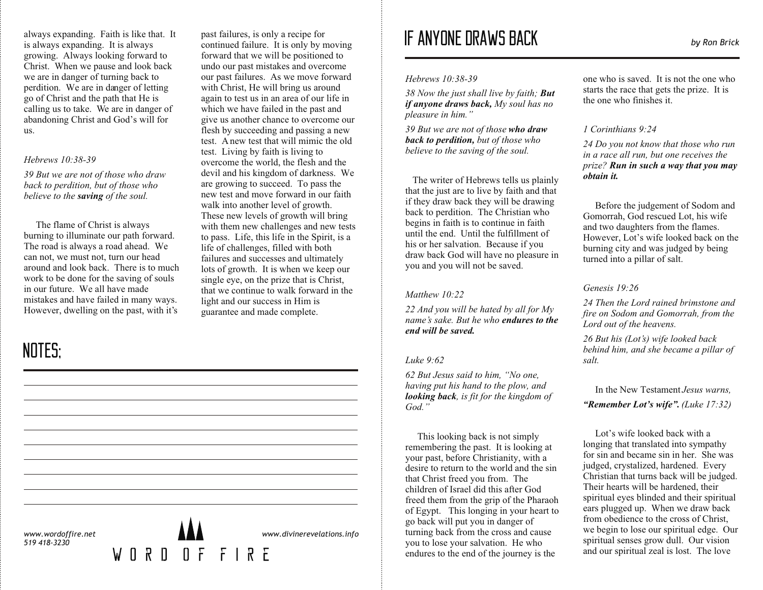# IF ANYONE DRAWS BACK

*by Ron Brick*

*Hebrews 10:38-39*

*38 Now the just shall live by faith;* ***But if anyone draws back,*** *My soul has no pleasure in him."*

*39 But we are not of those* ***who draw back to perdition,*** *but of those who believe to the saving of the soul.*

The writer of Hebrews tells us plainly that the just are to live by faith and that if they draw back they will be drawing back to perdition. The Christian who begins in faith is to continue in faith until the end. Until the fulfillment of his or her salvation. Because if you draw back God will have no pleasure in you and you will not be saved.

*Matthew 10:22*

*22 And you will be hated by all for My name's sake. But he who* ***endures to the end will be saved.***

*Luke 9:62*

*62 But Jesus said to him, "No one, having put his hand to the plow, and* ***looking back****, is fit for the kingdom of God."*

This looking back is not simply remembering the past. It is looking at your past, before Christianity, with a desire to return to the world and the sin that Christ freed you from. The children of Israel did this after God freed them from the grip of the Pharaoh of Egypt. This longing in your heart to go back will put you in danger of turning back from the cross and cause you to lose your salvation. He who endures to the end of the journey is the one who is saved. It is not the one who starts the race that gets the prize. It is the one who finishes it.

*1 Corinthians 9:24*

*24 Do you not know that those who run in a race all run, but one receives the prize?* ***Run in such a way that you may obtain it.***

Before the judgement of Sodom and Gomorrah, God rescued Lot, his wife and two daughters from the flames. However, Lot's wife looked back on the burning city and was judged by being turned into a pillar of salt.

*Genesis 19:26*

*24 Then the Lord rained brimstone and fire on Sodom and Gomorrah, from the Lord out of the heavens.*

*26 But his (Lot's) wife looked back behind him, and she became a pillar of salt.*

In the New Testament *Jesus warns,* ***"Remember Lot's wife".*** *(Luke 17:32)*

Lot's wife looked back with a longing that translated into sympathy for sin and became sin in her. She was judged, crystalized, hardened. Every Christian that turns back will be judged. Their hearts will be hardened, their spiritual eyes blinded and their spiritual ears plugged up. When we draw back from obedience to the cross of Christ, we begin to lose our spiritual edge. Our spiritual senses grow dull. Our vision and our spiritual zeal is lost. The love

---

always expanding. Faith is like that. It is always expanding. It is always growing. Always looking forward to Christ. When we pause and look back we are in danger of turning back to perdition. We are in danger of letting go of Christ and the path that He is calling us to take. We are in danger of abandoning Christ and God's will for us.

*Hebrews 10:38-39*

*39 But we are not of those who draw back to perdition, but of those who believe to the* ***saving*** *of the soul.*

The flame of Christ is always burning to illuminate our path forward. The road is always a road ahead. We can not, we must not, turn our head around and look back. There is to much work to be done for the saving of souls in our future. We all have made mistakes and have failed in many ways. However, dwelling on the past, with it's past failures, is only a recipe for continued failure. It is only by moving forward that we will be positioned to undo our past mistakes and overcome our past failures. As we move forward with Christ, He will bring us around again to test us in an area of our life in which we have failed in the past and give us another chance to overcome our flesh by succeeding and passing a new test. A new test that will mimic the old test. Living by faith is living to overcome the world, the flesh and the devil and his kingdom of darkness. We are growing to succeed. To pass the new test and move forward in our faith walk into another level of growth. These new levels of growth will bring with them new challenges and new tests to pass. Life, this life in the Spirit, is a life of challenges, filled with both failures and successes and ultimately lots of growth. It is when we keep our single eye, on the prize that is Christ, that we continue to walk forward in the light and our success in Him is guarantee and made complete.

## NOTES:

www.wordoffire.net
519 418-3230

WORD OF FIRE

www.divinerevelations.info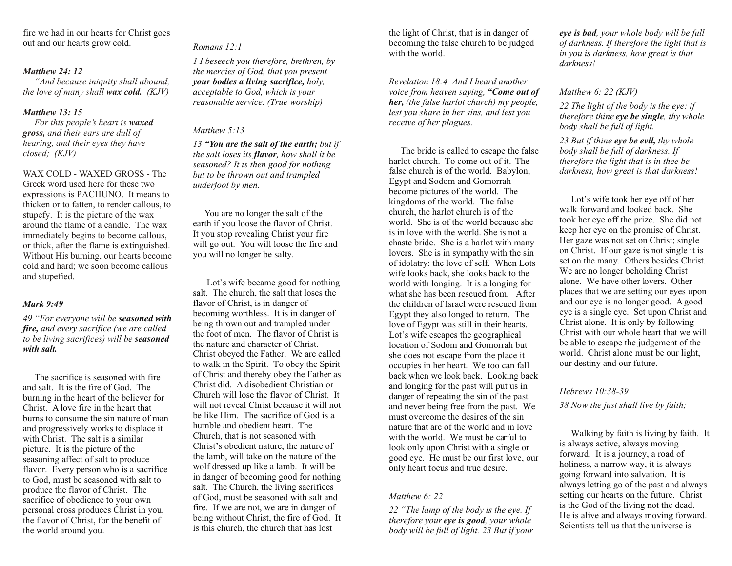fire we had in our hearts for Christ goes out and our hearts grow cold.

***Matthew 24: 12***

*"And because iniquity shall abound, the love of many shall* ***wax cold.*** *(KJV)*

***Matthew 13: 15***

*For this people's heart is* ***waxed gross,*** *and their ears are dull of hearing, and their eyes they have closed; (KJV)*

WAX COLD - WAXED GROSS - The Greek word used here for these two expressions is PACHUNO. It means to thicken or to fatten, to render callous, to stupefy. It is the picture of the wax around the flame of a candle. The wax immediately begins to become callous, or thick, after the flame is extinguished. Without His burning, our hearts become cold and hard; we soon become callous and stupefied.

***Mark 9:49***

*49 "For everyone will be* ***seasoned with fire,*** *and every sacrifice (we are called to be living sacrifices) will be* ***seasoned with salt.***

The sacrifice is seasoned with fire and salt. It is the fire of God. The burning in the heart of the believer for Christ. A love fire in the heart that burns to consume the sin nature of man and progressively works to displace it with Christ. The salt is a similar picture. It is the picture of the seasoning affect of salt to produce flavor. Every person who is a sacrifice to God, must be seasoned with salt to produce the flavor of Christ. The sacrifice of obedience to your own personal cross produces Christ in you, the flavor of Christ, for the benefit of the world around you.

*Romans 12:1*

*1 I beseech you therefore, brethren, by the mercies of God, that you present* ***your bodies a living sacrifice,*** *holy, acceptable to God, which is your reasonable service. (True worship)*

*Matthew 5:13*

*13* ***"You are the salt of the earth;*** *but if the salt loses its* ***flavor****, how shall it be seasoned? It is then good for nothing but to be thrown out and trampled underfoot by men.*

You are no longer the salt of the earth if you loose the flavor of Christ. It you stop revealing Christ your fire will go out. You will loose the fire and you will no longer be salty.

Lot's wife became good for nothing salt. The church, the salt that loses the flavor of Christ, is in danger of becoming worthless. It is in danger of being thrown out and trampled under the foot of men. The flavor of Christ is the nature and character of Christ. Christ obeyed the Father. We are called to walk in the Spirit. To obey the Spirit of Christ and thereby obey the Father as Christ did. A disobedient Christian or Church will lose the flavor of Christ. It will not reveal Christ because it will not be like Him. The sacrifice of God is a humble and obedient heart. The Church, that is not seasoned with Christ's obedient nature, the nature of the lamb, will take on the nature of the wolf dressed up like a lamb. It will be in danger of becoming good for nothing salt. The Church, the living sacrifices of God, must be seasoned with salt and fire. If we are not, we are in danger of being without Christ, the fire of God. It is this church, the church that has lost the light of Christ, that is in danger of becoming the false church to be judged with the world.

*Revelation 18:4 And I heard another voice from heaven saying,* ***"Come out of her,*** *(the false harlot church) my people, lest you share in her sins, and lest you receive of her plagues.*

The bride is called to escape the false harlot church. To come out of it. The false church is of the world. Babylon, Egypt and Sodom and Gomorrah become pictures of the world. The kingdoms of the world. The false church, the harlot church is of the world. She is of the world because she is in love with the world. She is not a chaste bride. She is a harlot with many lovers. She is in sympathy with the sin of idolatry: the love of self. When Lots wife looks back, she looks back to the world with longing. It is a longing for what she has been rescued from. After the children of Israel were rescued from Egypt they also longed to return. The love of Egypt was still in their hearts. Lot's wife escapes the geographical location of Sodom and Gomorrah but she does not escape from the place it occupies in her heart. We too can fall back when we look back. Looking back and longing for the past will put us in danger of repeating the sin of the past and never being free from the past. We must overcome the desires of the sin nature that are of the world and in love with the world. We must be carful to look only upon Christ with a single or good eye. He must be our first love, our only heart focus and true desire.

*Matthew 6: 22*

*22 "The lamp of the body is the eye. If therefore your* ***eye is good****, your whole body will be full of light. 23 But if your* ***eye is bad****, your whole body will be full of darkness. If therefore the light that is in you is darkness, how great is that darkness!*

*Matthew 6: 22 (KJV)*

*22 The light of the body is the eye: if therefore thine* ***eye be single****, thy whole body shall be full of light.*

*23 But if thine* ***eye be evil,*** *thy whole body shall be full of darkness. If therefore the light that is in thee be darkness, how great is that darkness!*

Lot's wife took her eye off of her walk forward and looked back. She took her eye off the prize. She did not keep her eye on the promise of Christ. Her gaze was not set on Christ; single on Christ. If our gaze is not single it is set on the many. Others besides Christ. We are no longer beholding Christ alone. We have other lovers. Other places that we are setting our eyes upon and our eye is no longer good. A good eye is a single eye. Set upon Christ and Christ alone. It is only by following Christ with our whole heart that we will be able to escape the judgement of the world. Christ alone must be our light, our destiny and our future.

*Hebrews 10:38-39*

*38 Now the just shall live by faith;*

Walking by faith is living by faith. It is always active, always moving forward. It is a journey, a road of holiness, a narrow way, it is always going forward into salvation. It is always letting go of the past and always setting our hearts on the future. Christ is the God of the living not the dead. He is alive and always moving forward. Scientists tell us that the universe is